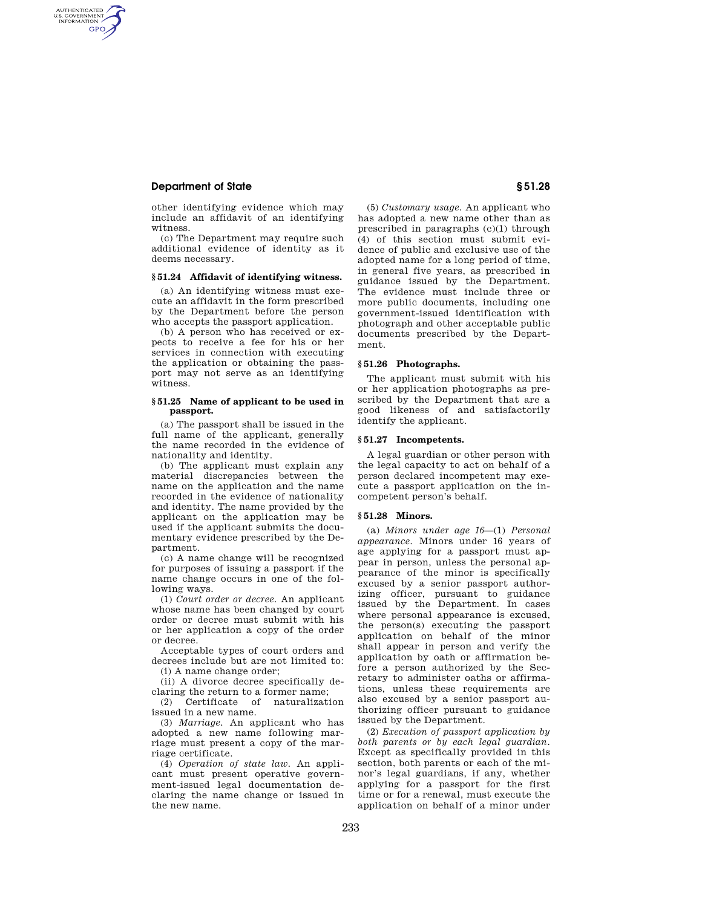other identifying evidence which may include an affidavit of an identifying witness.

(c) The Department may require such additional evidence of identity as it deems necessary.

**§ 51.24 Affidavit of identifying witness.**

(a) An identifying witness must execute an affidavit in the form prescribed by the Department before the person who accepts the passport application.

(b) A person who has received or expects to receive a fee for his or her services in connection with executing the application or obtaining the passport may not serve as an identifying witness.

**§ 51.25 Name of applicant to be used in passport.**

(a) The passport shall be issued in the full name of the applicant, generally the name recorded in the evidence of nationality and identity.

(b) The applicant must explain any material discrepancies between the name on the application and the name recorded in the evidence of nationality and identity. The name provided by the applicant on the application may be used if the applicant submits the documentary evidence prescribed by the Department.

(c) A name change will be recognized for purposes of issuing a passport if the name change occurs in one of the following ways.

(1) *Court order or decree.* An applicant whose name has been changed by court order or decree must submit with his or her application a copy of the order or decree.

Acceptable types of court orders and decrees include but are not limited to:

(i) A name change order;

(ii) A divorce decree specifically declaring the return to a former name;

(2) Certificate of naturalization issued in a new name.

(3) *Marriage.* An applicant who has adopted a new name following marriage must present a copy of the marriage certificate.

(4) *Operation of state law.* An applicant must present operative government-issued legal documentation declaring the name change or issued in the new name.

(5) *Customary usage.* An applicant who has adopted a new name other than as prescribed in paragraphs (c)(1) through (4) of this section must submit evidence of public and exclusive use of the adopted name for a long period of time, in general five years, as prescribed in guidance issued by the Department. The evidence must include three or more public documents, including one government-issued identification with photograph and other acceptable public documents prescribed by the Department.

**§ 51.26 Photographs.**

The applicant must submit with his or her application photographs as prescribed by the Department that are a good likeness of and satisfactorily identify the applicant.

**§ 51.27 Incompetents.**

A legal guardian or other person with the legal capacity to act on behalf of a person declared incompetent may execute a passport application on the incompetent person's behalf.

**§ 51.28 Minors.**

(a) *Minors under age 16*—(1) *Personal appearance.* Minors under 16 years of age applying for a passport must appear in person, unless the personal appearance of the minor is specifically excused by a senior passport authorizing officer, pursuant to guidance issued by the Department. In cases where personal appearance is excused, the person(s) executing the passport application on behalf of the minor shall appear in person and verify the application by oath or affirmation before a person authorized by the Secretary to administer oaths or affirmations, unless these requirements are also excused by a senior passport authorizing officer pursuant to guidance issued by the Department.

(2) *Execution of passport application by both parents or by each legal guardian.* Except as specifically provided in this section, both parents or each of the minor's legal guardians, if any, whether applying for a passport for the first time or for a renewal, must execute the application on behalf of a minor under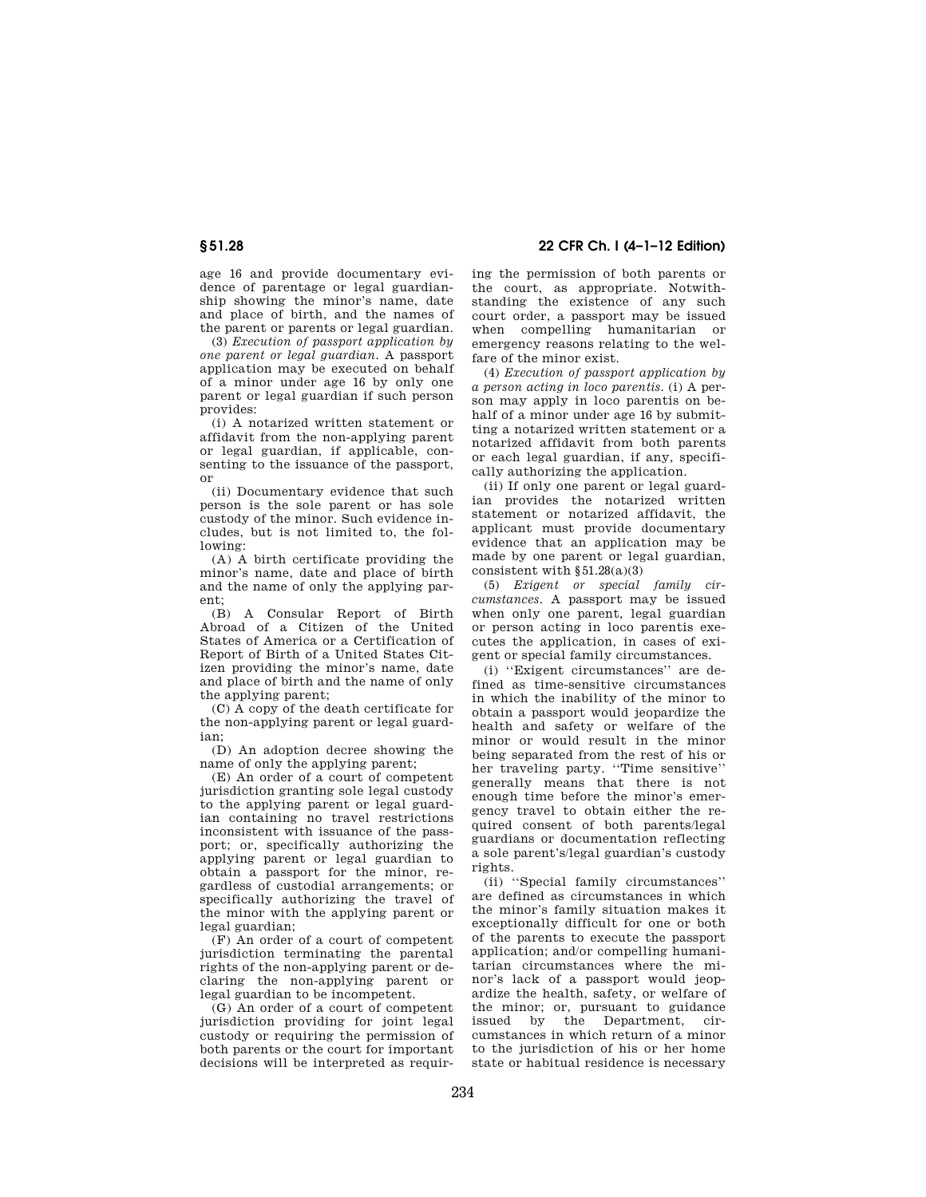age 16 and provide documentary evidence of parentage or legal guardianship showing the minor's name, date and place of birth, and the names of the parent or parents or legal guardian.

(3) *Execution of passport application by one parent or legal guardian.* A passport application may be executed on behalf of a minor under age 16 by only one parent or legal guardian if such person provides:

(i) A notarized written statement or affidavit from the non-applying parent or legal guardian, if applicable, consenting to the issuance of the passport, or

(ii) Documentary evidence that such person is the sole parent or has sole custody of the minor. Such evidence includes, but is not limited to, the following:

(A) A birth certificate providing the minor's name, date and place of birth and the name of only the applying parent;

(B) A Consular Report of Birth Abroad of a Citizen of the United States of America or a Certification of Report of Birth of a United States Citizen providing the minor's name, date and place of birth and the name of only the applying parent;

(C) A copy of the death certificate for the non-applying parent or legal guardian;

(D) An adoption decree showing the name of only the applying parent;

(E) An order of a court of competent jurisdiction granting sole legal custody to the applying parent or legal guardian containing no travel restrictions inconsistent with issuance of the passport; or, specifically authorizing the applying parent or legal guardian to obtain a passport for the minor, regardless of custodial arrangements; or specifically authorizing the travel of the minor with the applying parent or legal guardian;

(F) An order of a court of competent jurisdiction terminating the parental rights of the non-applying parent or declaring the non-applying parent or legal guardian to be incompetent.

(G) An order of a court of competent jurisdiction providing for joint legal custody or requiring the permission of both parents or the court for important decisions will be interpreted as requiring the permission of both parents or the court, as appropriate. Notwithstanding the existence of any such court order, a passport may be issued when compelling humanitarian or emergency reasons relating to the welfare of the minor exist.

(4) *Execution of passport application by a person acting in loco parentis.* (i) A person may apply in loco parentis on behalf of a minor under age 16 by submitting a notarized written statement or a notarized affidavit from both parents or each legal guardian, if any, specifically authorizing the application.

(ii) If only one parent or legal guardian provides the notarized written statement or notarized affidavit, the applicant must provide documentary evidence that an application may be made by one parent or legal guardian, consistent with §51.28(a)(3)

(5) *Exigent or special family circumstances.* A passport may be issued when only one parent, legal guardian or person acting in loco parentis executes the application, in cases of exigent or special family circumstances.

(i) ''Exigent circumstances'' are defined as time-sensitive circumstances in which the inability of the minor to obtain a passport would jeopardize the health and safety or welfare of the minor or would result in the minor being separated from the rest of his or her traveling party. ''Time sensitive'' generally means that there is not enough time before the minor's emergency travel to obtain either the required consent of both parents/legal guardians or documentation reflecting a sole parent's/legal guardian's custody rights.

(ii) ''Special family circumstances'' are defined as circumstances in which the minor's family situation makes it exceptionally difficult for one or both of the parents to execute the passport application; and/or compelling humanitarian circumstances where the minor's lack of a passport would jeopardize the health, safety, or welfare of the minor; or, pursuant to guidance issued by the Department, circumstances in which return of a minor to the jurisdiction of his or her home state or habitual residence is necessary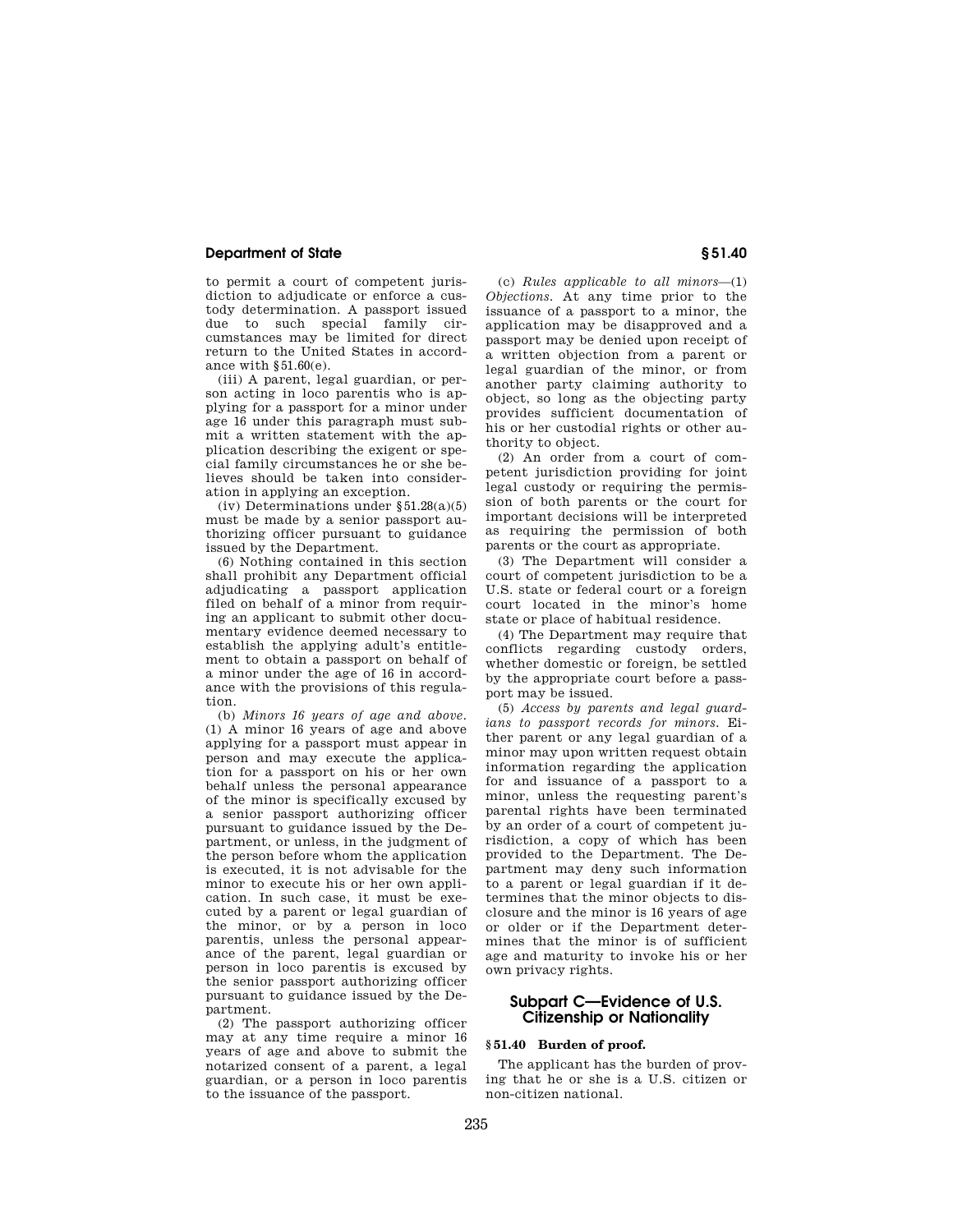to permit a court of competent jurisdiction to adjudicate or enforce a custody determination. A passport issued due to such special family circumstances may be limited for direct return to the United States in accordance with §51.60(e).

(iii) A parent, legal guardian, or person acting in loco parentis who is applying for a passport for a minor under age 16 under this paragraph must submit a written statement with the application describing the exigent or special family circumstances he or she believes should be taken into consideration in applying an exception.

(iv) Determinations under §51.28(a)(5) must be made by a senior passport authorizing officer pursuant to guidance issued by the Department.

(6) Nothing contained in this section shall prohibit any Department official adjudicating a passport application filed on behalf of a minor from requiring an applicant to submit other documentary evidence deemed necessary to establish the applying adult's entitlement to obtain a passport on behalf of a minor under the age of 16 in accordance with the provisions of this regulation.

(b) *Minors 16 years of age and above.* (1) A minor 16 years of age and above applying for a passport must appear in person and may execute the application for a passport on his or her own behalf unless the personal appearance of the minor is specifically excused by a senior passport authorizing officer pursuant to guidance issued by the Department, or unless, in the judgment of the person before whom the application is executed, it is not advisable for the minor to execute his or her own application. In such case, it must be executed by a parent or legal guardian of the minor, or by a person in loco parentis, unless the personal appearance of the parent, legal guardian or person in loco parentis is excused by the senior passport authorizing officer pursuant to guidance issued by the Department.

(2) The passport authorizing officer may at any time require a minor 16 years of age and above to submit the notarized consent of a parent, a legal guardian, or a person in loco parentis to the issuance of the passport.

(c) *Rules applicable to all minors*—(1) *Objections.* At any time prior to the issuance of a passport to a minor, the application may be disapproved and a passport may be denied upon receipt of a written objection from a parent or legal guardian of the minor, or from another party claiming authority to object, so long as the objecting party provides sufficient documentation of his or her custodial rights or other authority to object.

(2) An order from a court of competent jurisdiction providing for joint legal custody or requiring the permission of both parents or the court for important decisions will be interpreted as requiring the permission of both parents or the court as appropriate.

(3) The Department will consider a court of competent jurisdiction to be a U.S. state or federal court or a foreign court located in the minor's home state or place of habitual residence.

(4) The Department may require that conflicts regarding custody orders, whether domestic or foreign, be settled by the appropriate court before a passport may be issued.

(5) *Access by parents and legal guardians to passport records for minors.* Either parent or any legal guardian of a minor may upon written request obtain information regarding the application for and issuance of a passport to a minor, unless the requesting parent's parental rights have been terminated by an order of a court of competent jurisdiction, a copy of which has been provided to the Department. The Department may deny such information to a parent or legal guardian if it determines that the minor objects to disclosure and the minor is 16 years of age or older or if the Department determines that the minor is of sufficient age and maturity to invoke his or her own privacy rights.

## Subpart C—Evidence of U.S. Citizenship or Nationality

### §51.40 Burden of proof.

The applicant has the burden of proving that he or she is a U.S. citizen or non-citizen national.